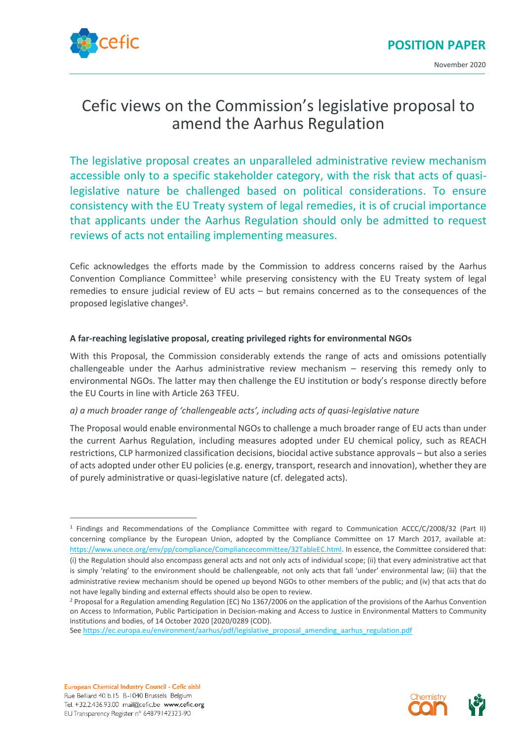POSITION PAPER

November 2020

# Cefic views on the Commission's legislative proposal to amend the Aarhus Regulation

The legislative proposal creates an unparalleled administrative review mechanism accessible only to a specific stakeholder category, with the risk that acts of quasi-legislative nature be challenged based on political considerations. To ensure consistency with the EU Treaty system of legal remedies, it is of crucial importance that applicants under the Aarhus Regulation should only be admitted to request reviews of acts not entailing implementing measures.

Cefic acknowledges the efforts made by the Commission to address concerns raised by the Aarhus Convention Compliance Committee[1] while preserving consistency with the EU Treaty system of legal remedies to ensure judicial review of EU acts – but remains concerned as to the consequences of the proposed legislative changes[2].

**A far-reaching legislative proposal, creating privileged rights for environmental NGOs**

With this Proposal, the Commission considerably extends the range of acts and omissions potentially challengeable under the Aarhus administrative review mechanism – reserving this remedy only to environmental NGOs. The latter may then challenge the EU institution or body's response directly before the EU Courts in line with Article 263 TFEU.

*a) a much broader range of 'challengeable acts', including acts of quasi-legislative nature*

The Proposal would enable environmental NGOs to challenge a much broader range of EU acts than under the current Aarhus Regulation, including measures adopted under EU chemical policy, such as REACH restrictions, CLP harmonized classification decisions, biocidal active substance approvals – but also a series of acts adopted under other EU policies (e.g. energy, transport, research and innovation), whether they are of purely administrative or quasi-legislative nature (cf. delegated acts).

---

[1] Findings and Recommendations of the Compliance Committee with regard to Communication ACCC/C/2008/32 (Part II) concerning compliance by the European Union, adopted by the Compliance Committee on 17 March 2017, available at: https://www.unece.org/env/pp/compliance/Compliancecommittee/32TableEC.html. In essence, the Committee considered that: (i) the Regulation should also encompass general acts and not only acts of individual scope; (ii) that every administrative act that is simply 'relating' to the environment should be challengeable, not only acts that fall 'under' environmental law; (iii) that the administrative review mechanism should be opened up beyond NGOs to other members of the public; and (iv) that acts that do not have legally binding and external effects should also be open to review.

[2] Proposal for a Regulation amending Regulation (EC) No 1367/2006 on the application of the provisions of the Aarhus Convention on Access to Information, Public Participation in Decision-making and Access to Justice in Environmental Matters to Community institutions and bodies, of 14 October 2020 [2020/0289 (COD).
See https://ec.europa.eu/environment/aarhus/pdf/legislative_proposal_amending_aarhus_regulation.pdf

European Chemical Industry Council - Cefic aisbl
Rue Belliard 40 b.15 B-1040 Brussels Belgium
Tel. +32.2.436.93.00 mail@cefic.be www.cefic.org
EU Transparency Register n° 64879142323-90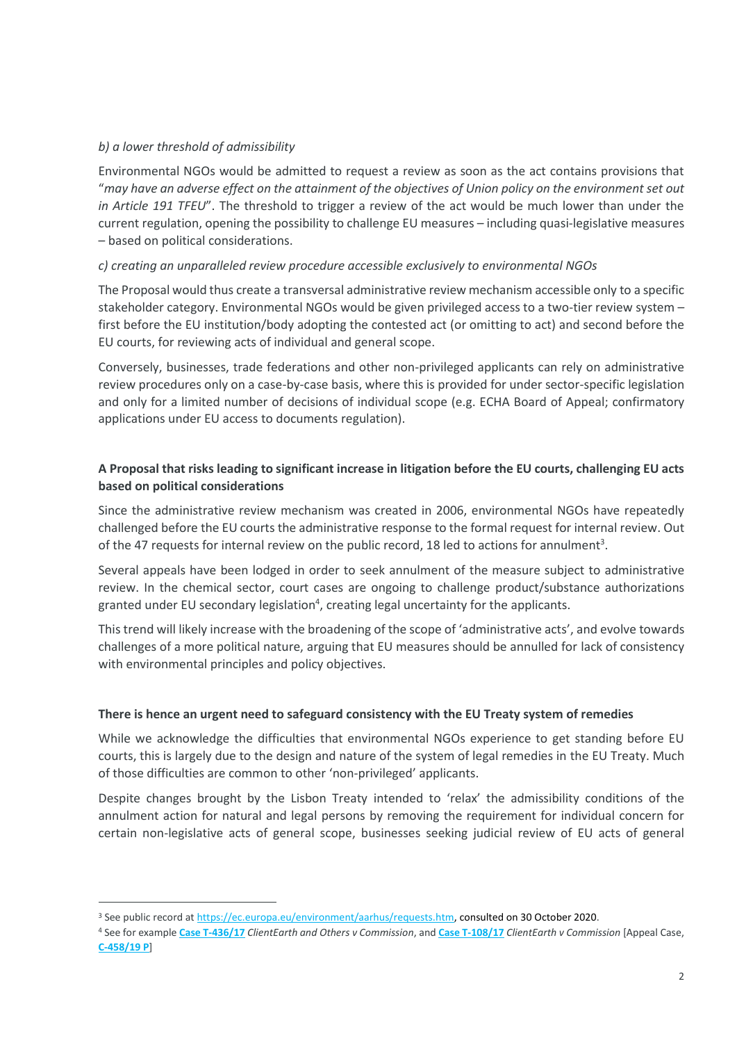*b) a lower threshold of admissibility*

Environmental NGOs would be admitted to request a review as soon as the act contains provisions that "*may have an adverse effect on the attainment of the objectives of Union policy on the environment set out in Article 191 TFEU*". The threshold to trigger a review of the act would be much lower than under the current regulation, opening the possibility to challenge EU measures – including quasi-legislative measures – based on political considerations.

*c) creating an unparalleled review procedure accessible exclusively to environmental NGOs*

The Proposal would thus create a transversal administrative review mechanism accessible only to a specific stakeholder category. Environmental NGOs would be given privileged access to a two-tier review system – first before the EU institution/body adopting the contested act (or omitting to act) and second before the EU courts, for reviewing acts of individual and general scope.

Conversely, businesses, trade federations and other non-privileged applicants can rely on administrative review procedures only on a case-by-case basis, where this is provided for under sector-specific legislation and only for a limited number of decisions of individual scope (e.g. ECHA Board of Appeal; confirmatory applications under EU access to documents regulation).

**A Proposal that risks leading to significant increase in litigation before the EU courts, challenging EU acts based on political considerations**

Since the administrative review mechanism was created in 2006, environmental NGOs have repeatedly challenged before the EU courts the administrative response to the formal request for internal review. Out of the 47 requests for internal review on the public record, 18 led to actions for annulment[3].

Several appeals have been lodged in order to seek annulment of the measure subject to administrative review. In the chemical sector, court cases are ongoing to challenge product/substance authorizations granted under EU secondary legislation[4], creating legal uncertainty for the applicants.

This trend will likely increase with the broadening of the scope of 'administrative acts', and evolve towards challenges of a more political nature, arguing that EU measures should be annulled for lack of consistency with environmental principles and policy objectives.

**There is hence an urgent need to safeguard consistency with the EU Treaty system of remedies**

While we acknowledge the difficulties that environmental NGOs experience to get standing before EU courts, this is largely due to the design and nature of the system of legal remedies in the EU Treaty. Much of those difficulties are common to other 'non-privileged' applicants.

Despite changes brought by the Lisbon Treaty intended to 'relax' the admissibility conditions of the annulment action for natural and legal persons by removing the requirement for individual concern for certain non-legislative acts of general scope, businesses seeking judicial review of EU acts of general

---

[3] See public record at https://ec.europa.eu/environment/aarhus/requests.htm, consulted on 30 October 2020.

[4] See for example **Case T-436/17** *ClientEarth and Others v Commission*, and **Case T-108/17** *ClientEarth v Commission* [Appeal Case, **C-458/19 P**]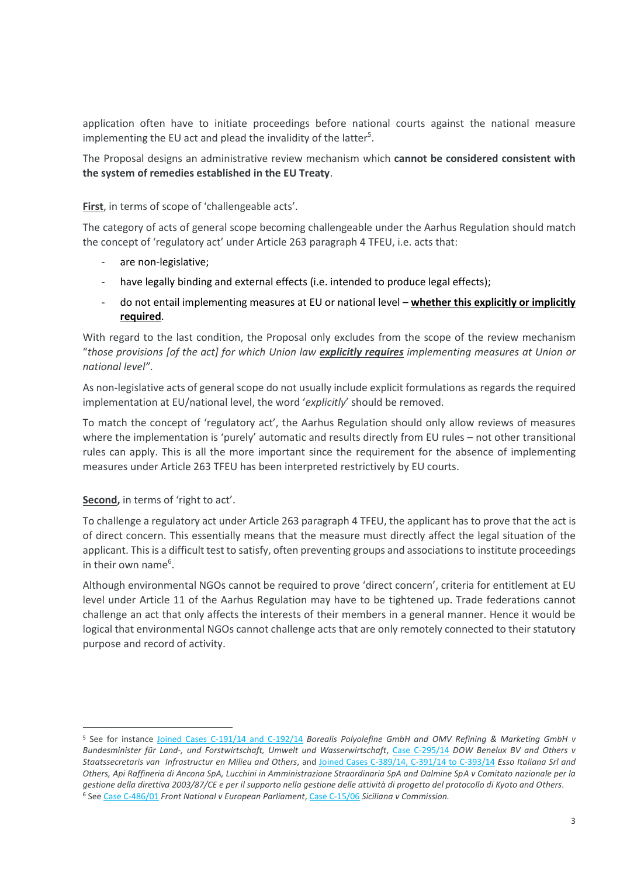application often have to initiate proceedings before national courts against the national measure implementing the EU act and plead the invalidity of the latter[5].

The Proposal designs an administrative review mechanism which **cannot be considered consistent with the system of remedies established in the EU Treaty**.

**First**, in terms of scope of 'challengeable acts'.

The category of acts of general scope becoming challengeable under the Aarhus Regulation should match the concept of 'regulatory act' under Article 263 paragraph 4 TFEU, i.e. acts that:

- are non-legislative;
- have legally binding and external effects (i.e. intended to produce legal effects);
- do not entail implementing measures at EU or national level – **whether this explicitly or implicitly required**.

With regard to the last condition, the Proposal only excludes from the scope of the review mechanism "*those provisions [of the act] for which Union law **explicitly requires** implementing measures at Union or national level"*.

As non-legislative acts of general scope do not usually include explicit formulations as regards the required implementation at EU/national level, the word '*explicitly*' should be removed.

To match the concept of 'regulatory act', the Aarhus Regulation should only allow reviews of measures where the implementation is 'purely' automatic and results directly from EU rules – not other transitional rules can apply. This is all the more important since the requirement for the absence of implementing measures under Article 263 TFEU has been interpreted restrictively by EU courts.

**Second,** in terms of 'right to act'.

To challenge a regulatory act under Article 263 paragraph 4 TFEU, the applicant has to prove that the act is of direct concern. This essentially means that the measure must directly affect the legal situation of the applicant. This is a difficult test to satisfy, often preventing groups and associations to institute proceedings in their own name[6].

Although environmental NGOs cannot be required to prove 'direct concern', criteria for entitlement at EU level under Article 11 of the Aarhus Regulation may have to be tightened up. Trade federations cannot challenge an act that only affects the interests of their members in a general manner. Hence it would be logical that environmental NGOs cannot challenge acts that are only remotely connected to their statutory purpose and record of activity.

---

[5] See for instance Joined Cases C-191/14 and C-192/14 *Borealis Polyolefine GmbH and OMV Refining & Marketing GmbH v Bundesminister für Land-, und Forstwirtschaft, Umwelt und Wasserwirtschaft*, Case C-295/14 *DOW Benelux BV and Others v Staatssecretaris van Infrastructur en Milieu and Others*, and Joined Cases C-389/14, C-391/14 to C-393/14 *Esso Italiana Srl and Others, Api Raffineria di Ancona SpA, Lucchini in Amministrazione Straordinaria SpA and Dalmine SpA v Comitato nazionale per la gestione della direttiva 2003/87/CE e per il supporto nella gestione delle attività di progetto del protocollo di Kyoto and Others*.

[6] See Case C-486/01 *Front National v European Parliament*, Case C-15/06 *Siciliana v Commission*.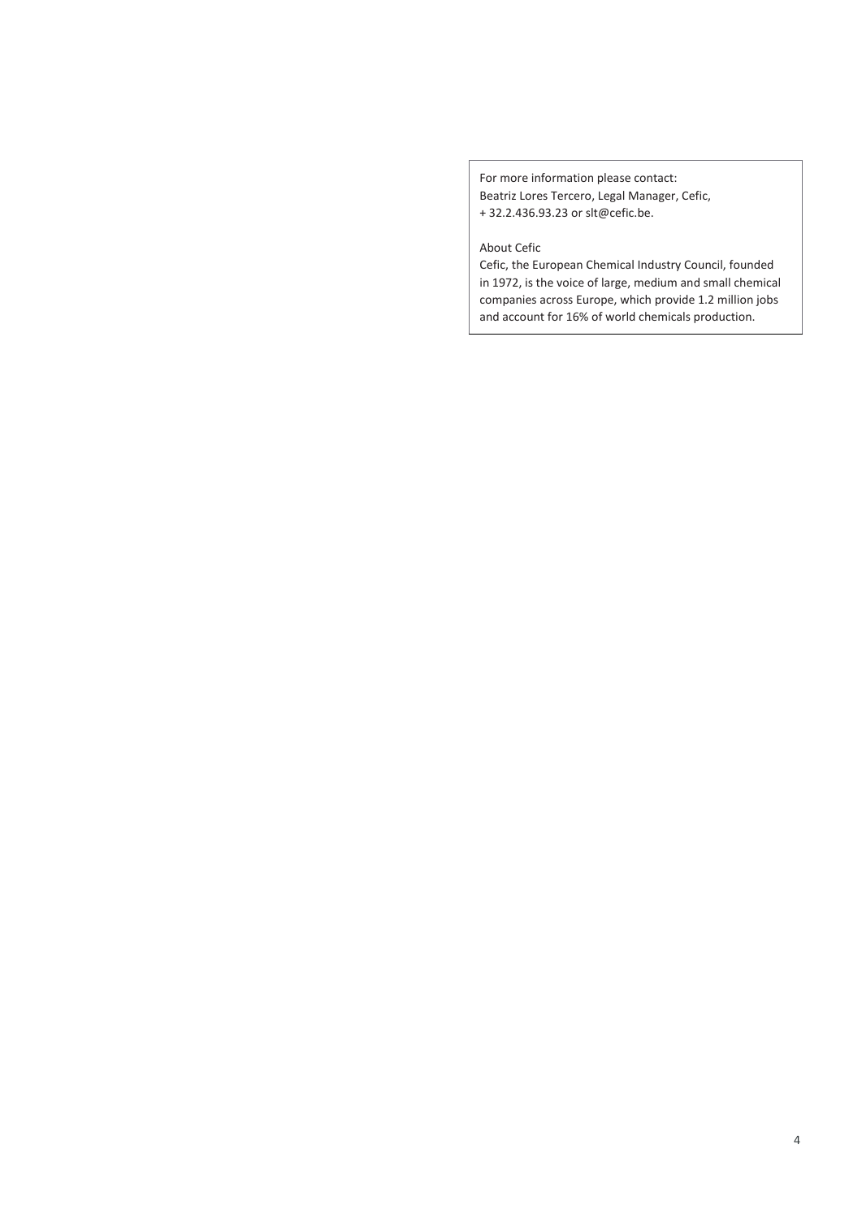For more information please contact:
Beatriz Lores Tercero, Legal Manager, Cefic,
+ 32.2.436.93.23 or slt@cefic.be.

About Cefic

Cefic, the European Chemical Industry Council, founded in 1972, is the voice of large, medium and small chemical companies across Europe, which provide 1.2 million jobs and account for 16% of world chemicals production.